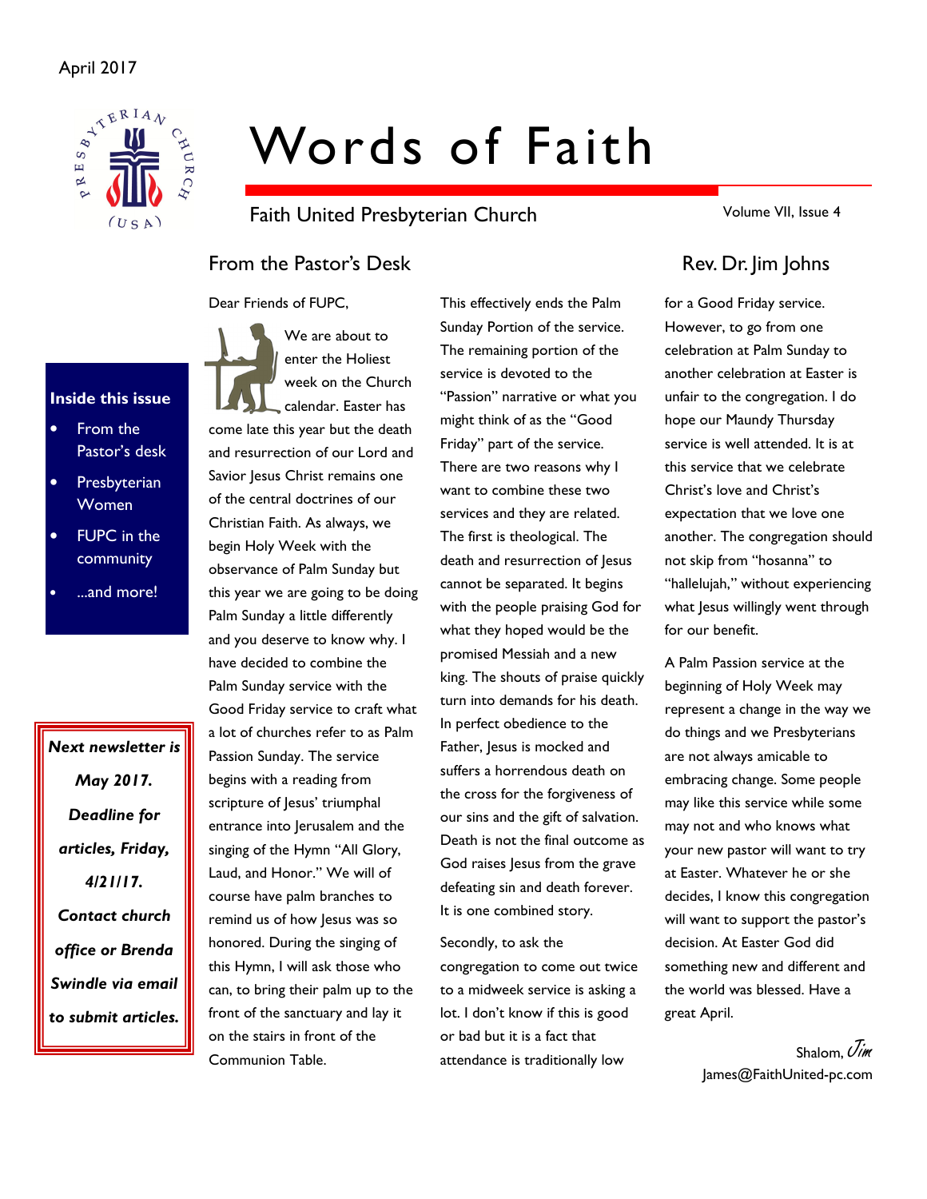April 2017

# Words of Faith

Faith United Presbyterian Church

Volume VII, Issue 4

**Inside this issue**

- From the Pastor's desk
- Presbyterian Women
- FUPC in the community
- ...and more!

***Next newsletter is May 2017. Deadline for articles, Friday, 4/21/17. Contact church office or Brenda Swindle via email to submit articles.***

## From the Pastor's Desk

## Rev. Dr. Jim Johns

Dear Friends of FUPC,

We are about to enter the Holiest week on the Church calendar. Easter has come late this year but the death and resurrection of our Lord and Savior Jesus Christ remains one of the central doctrines of our Christian Faith. As always, we begin Holy Week with the observance of Palm Sunday but this year we are going to be doing Palm Sunday a little differently and you deserve to know why. I have decided to combine the Palm Sunday service with the Good Friday service to craft what a lot of churches refer to as Palm Passion Sunday. The service begins with a reading from scripture of Jesus' triumphal entrance into Jerusalem and the singing of the Hymn "All Glory, Laud, and Honor." We will of course have palm branches to remind us of how Jesus was so honored. During the singing of this Hymn, I will ask those who can, to bring their palm up to the front of the sanctuary and lay it on the stairs in front of the Communion Table.

This effectively ends the Palm Sunday Portion of the service. The remaining portion of the service is devoted to the "Passion" narrative or what you might think of as the "Good Friday" part of the service. There are two reasons why I want to combine these two services and they are related. The first is theological. The death and resurrection of Jesus cannot be separated. It begins with the people praising God for what they hoped would be the promised Messiah and a new king. The shouts of praise quickly turn into demands for his death. In perfect obedience to the Father, Jesus is mocked and suffers a horrendous death on the cross for the forgiveness of our sins and the gift of salvation. Death is not the final outcome as God raises Jesus from the grave defeating sin and death forever. It is one combined story.

Secondly, to ask the congregation to come out twice to a midweek service is asking a lot. I don't know if this is good or bad but it is a fact that attendance is traditionally low for a Good Friday service. However, to go from one celebration at Palm Sunday to another celebration at Easter is unfair to the congregation. I do hope our Maundy Thursday service is well attended. It is at this service that we celebrate Christ's love and Christ's expectation that we love one another. The congregation should not skip from "hosanna" to "hallelujah," without experiencing what Jesus willingly went through for our benefit.

A Palm Passion service at the beginning of Holy Week may represent a change in the way we do things and we Presbyterians are not always amicable to embracing change. Some people may like this service while some may not and who knows what your new pastor will want to try at Easter. Whatever he or she decides, I know this congregation will want to support the pastor's decision. At Easter God did something new and different and the world was blessed. Have a great April.

Shalom, *Jim*
James@FaithUnited-pc.com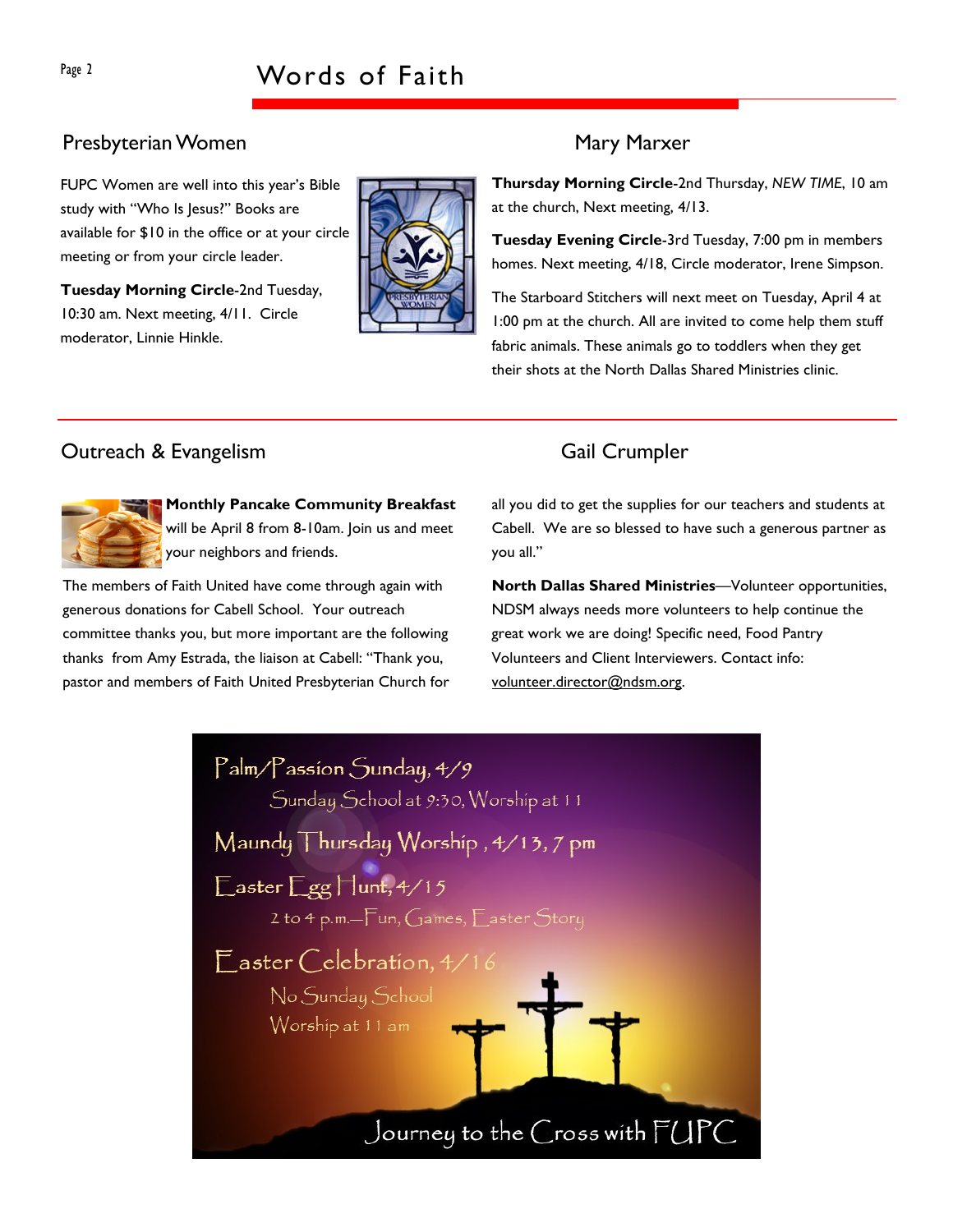# Words of Faith

## Presbyterian Women

FUPC Women are well into this year's Bible study with "Who Is Jesus?" Books are available for $10 in the office or at your circle meeting or from your circle leader.

**Tuesday Morning Circle**-2nd Tuesday, 10:30 am. Next meeting, 4/11. Circle moderator, Linnie Hinkle.

## Mary Marxer

**Thursday Morning Circle**-2nd Thursday, *NEW TIME*, 10 am at the church, Next meeting, 4/13.

**Tuesday Evening Circle**-3rd Tuesday, 7:00 pm in members homes. Next meeting, 4/18, Circle moderator, Irene Simpson.

The Starboard Stitchers will next meet on Tuesday, April 4 at 1:00 pm at the church. All are invited to come help them stuff fabric animals. These animals go to toddlers when they get their shots at the North Dallas Shared Ministries clinic.

## Outreach & Evangelism

**Monthly Pancake Community Breakfast** will be April 8 from 8-10am. Join us and meet your neighbors and friends.

The members of Faith United have come through again with generous donations for Cabell School. Your outreach committee thanks you, but more important are the following thanks from Amy Estrada, the liaison at Cabell: "Thank you, pastor and members of Faith United Presbyterian Church for all you did to get the supplies for our teachers and students at Cabell. We are so blessed to have such a generous partner as you all."

## Gail Crumpler

**North Dallas Shared Ministries**—Volunteer opportunities, NDSM always needs more volunteers to help continue the great work we are doing! Specific need, Food Pantry Volunteers and Client Interviewers. Contact info: volunteer.director@ndsm.org.

**Palm/Passion Sunday, 4/9**
Sunday School at 9:30, Worship at 11

**Maundy Thursday Worship, 4/13, 7 pm**

**Easter Egg Hunt, 4/15**
2 to 4 p.m.—Fun, Games, Easter Story

**Easter Celebration, 4/16**
No Sunday School
Worship at 11 am

Journey to the Cross with FUPC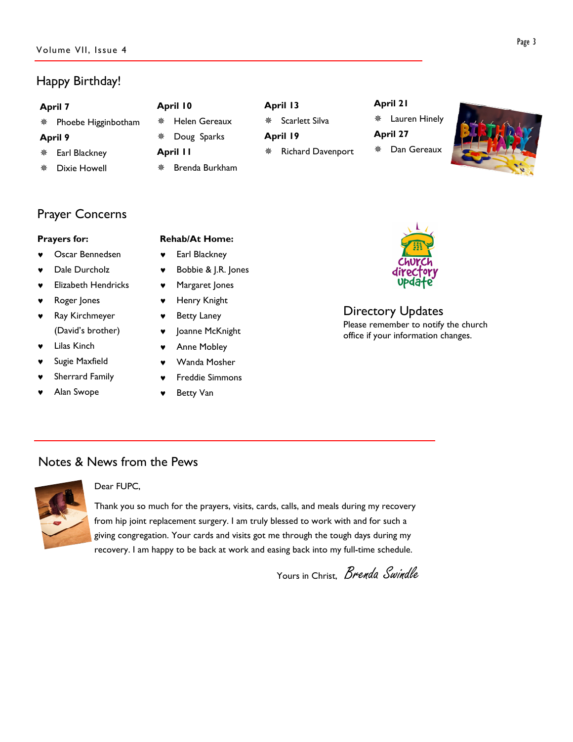## Happy Birthday!

**April 7**
- Phoebe Higginbotham

**April 9**
- Earl Blackney
- Dixie Howell

**April 10**
- Helen Gereaux
- Doug Sparks

**April 11**
- Brenda Burkham

**April 13**
- Scarlett Silva

**April 19**
- Richard Davenport

**April 21**
- Lauren Hinely

**April 27**
- Dan Gereaux

## Prayer Concerns

**Prayers for:**
- Oscar Bennedsen
- Dale Durcholz
- Elizabeth Hendricks
- Roger Jones
- Ray Kirchmeyer (David's brother)
- Lilas Kinch
- Sugie Maxfield
- Sherrard Family
- Alan Swope

**Rehab/At Home:**
- Earl Blackney
- Bobbie & J.R. Jones
- Margaret Jones
- Henry Knight
- Betty Laney
- Joanne McKnight
- Anne Mobley
- Wanda Mosher
- Freddie Simmons
- Betty Van

## Directory Updates

Please remember to notify the church office if your information changes.

## Notes & News from the Pews

Dear FUPC,

Thank you so much for the prayers, visits, cards, calls, and meals during my recovery from hip joint replacement surgery. I am truly blessed to work with and for such a giving congregation. Your cards and visits got me through the tough days during my recovery. I am happy to be back at work and easing back into my full-time schedule.

Yours in Christ, *Brenda Swindle*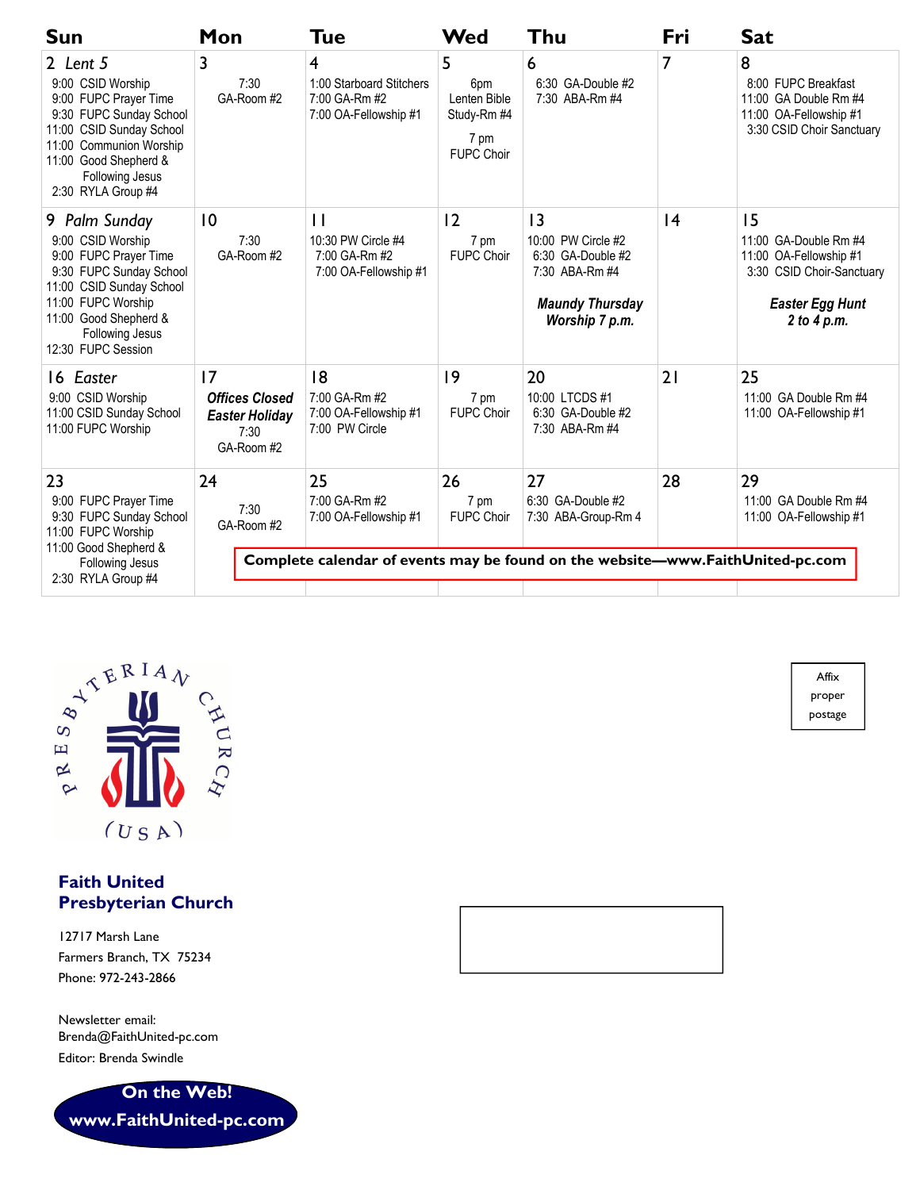| Sun | Mon | Tue | Wed | Thu | Fri | Sat |
|---|---|---|---|---|---|---|
| 2 *Lent 5*<br>9:00 CSID Worship<br>9:00 FUPC Prayer Time<br>9:30 FUPC Sunday School<br>11:00 CSID Sunday School<br>11:00 Communion Worship<br>11:00 Good Shepherd & Following Jesus<br>2:30 RYLA Group #4 | 3<br>7:30<br>GA-Room #2 | 4<br>1:00 Starboard Stitchers<br>7:00 GA-Rm #2<br>7:00 OA-Fellowship #1 | 5<br>6pm<br>Lenten Bible Study-Rm #4<br>7 pm<br>FUPC Choir | 6<br>6:30 GA-Double #2<br>7:30 ABA-Rm #4 | 7 | 8<br>8:00 FUPC Breakfast<br>11:00 GA Double Rm #4<br>11:00 OA-Fellowship #1<br>3:30 CSID Choir Sanctuary |
| 9 *Palm Sunday*<br>9:00 CSID Worship<br>9:00 FUPC Prayer Time<br>9:30 FUPC Sunday School<br>11:00 CSID Sunday School<br>11:00 FUPC Worship<br>11:00 Good Shepherd & Following Jesus<br>12:30 FUPC Session | 10<br>7:30<br>GA-Room #2 | 11<br>10:30 PW Circle #4<br>7:00 GA-Rm #2<br>7:00 OA-Fellowship #1 | 12<br>7 pm<br>FUPC Choir | 13<br>10:00 PW Circle #2<br>6:30 GA-Double #2<br>7:30 ABA-Rm #4<br>***Maundy Thursday Worship 7 p.m.*** | 14 | 15<br>11:00 GA-Double Rm #4<br>11:00 OA-Fellowship #1<br>3:30 CSID Choir-Sanctuary<br>***Easter Egg Hunt 2 to 4 p.m.*** |
| 16 *Easter*<br>9:00 CSID Worship<br>11:00 CSID Sunday School<br>11:00 FUPC Worship | 17<br>***Offices Closed Easter Holiday***<br>7:30<br>GA-Room #2 | 18<br>7:00 GA-Rm #2<br>7:00 OA-Fellowship #1<br>7:00 PW Circle | 19<br>7 pm<br>FUPC Choir | 20<br>10:00 LTCDS #1<br>6:30 GA-Double #2<br>7:30 ABA-Rm #4 | 21 | 25<br>11:00 GA Double Rm #4<br>11:00 OA-Fellowship #1 |
| 23<br>9:00 FUPC Prayer Time<br>9:30 FUPC Sunday School<br>11:00 FUPC Worship<br>11:00 Good Shepherd & Following Jesus<br>2:30 RYLA Group #4 | 24<br>7:30<br>GA-Room #2 | 25<br>7:00 GA-Rm #2<br>7:00 OA-Fellowship #1 | 26<br>7 pm<br>FUPC Choir | 27<br>6:30 GA-Double #2<br>7:30 ABA-Group-Rm 4 | 28 | 29<br>11:00 GA Double Rm #4<br>11:00 OA-Fellowship #1 |

**Complete calendar of events may be found on the website—www.FaithUnited-pc.com**

PRESBYTERIAN CHURCH (USA)

Affix proper postage

**Faith United Presbyterian Church**

12717 Marsh Lane
Farmers Branch, TX 75234
Phone: 972-243-2866

Newsletter email:
Brenda@FaithUnited-pc.com
Editor: Brenda Swindle

**On the Web!**
**www.FaithUnited-pc.com**